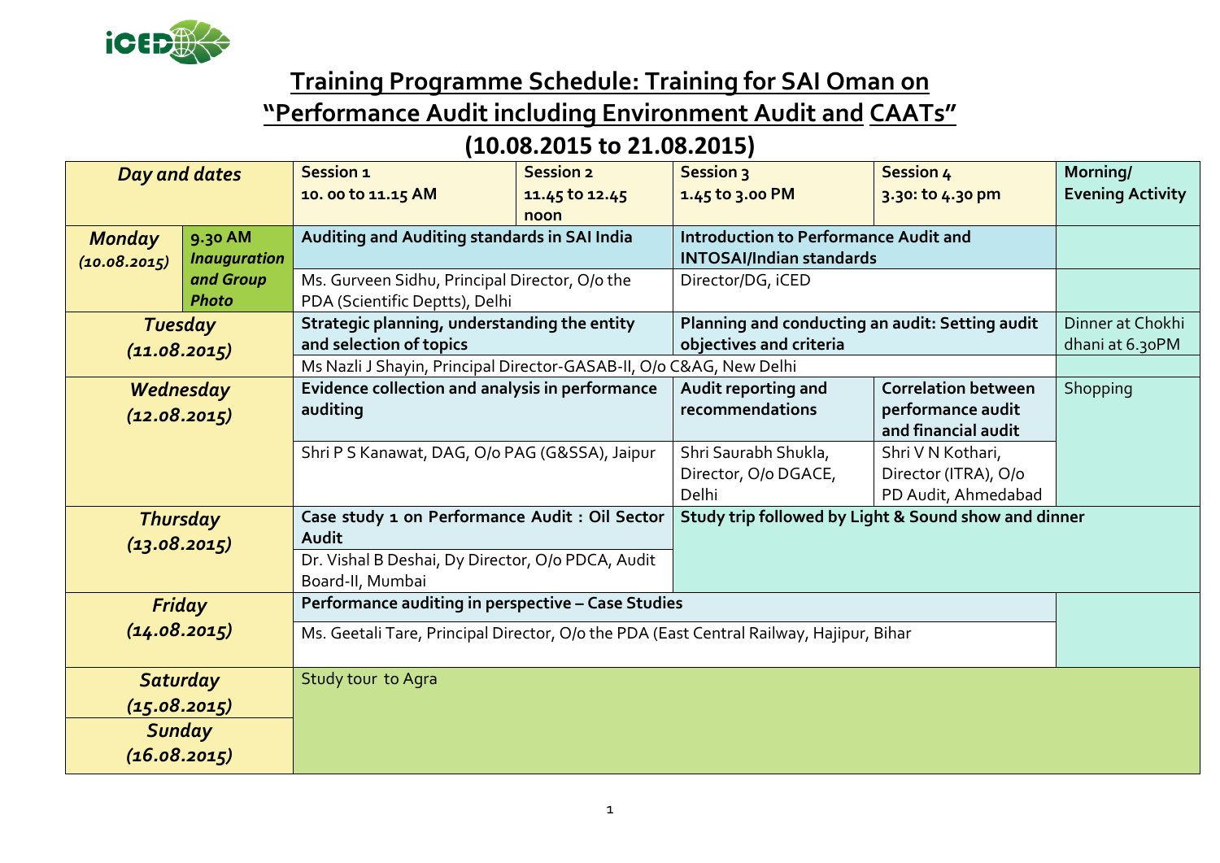# Training Programme Schedule: Training for SAI Oman on "Performance Audit including Environment Audit and CAATs" (10.08.2015 to 21.08.2015)

| *Day and dates* | | Session 1 10. 00 to 11.15 AM | Session 2 11.45 to 12.45 noon | Session 3 1.45 to 3.00 PM | Session 4 3.30: to 4.30 pm | Morning/ Evening Activity |
|---|---|---|---|---|---|---|
| ***Monday (10.08.2015)*** | **9.30 AM *Inauguration and Group Photo*** | **Auditing and Auditing standards in SAI India** | | **Introduction to Performance Audit and INTOSAI/Indian standards** | | |
| | | Ms. Gurveen Sidhu, Principal Director, O/o the PDA (Scientific Deptts), Delhi | | Director/DG, iCED | | |
| ***Tuesday (11.08.2015)*** | | **Strategic planning, understanding the entity and selection of topics** | | **Planning and conducting an audit: Setting audit objectives and criteria** | | Dinner at Chokhi dhani at 6.30PM |
| | | Ms Nazli J Shayin, Principal Director-GASAB-II, O/o C&AG, New Delhi | | | | |
| ***Wednesday (12.08.2015)*** | | **Evidence collection and analysis in performance auditing** | | **Audit reporting and recommendations** | **Correlation between performance audit and financial audit** | Shopping |
| | | Shri P S Kanawat, DAG, O/o PAG (G&SSA), Jaipur | | Shri Saurabh Shukla, Director, O/o DGACE, Delhi | Shri V N Kothari, Director (ITRA), O/o PD Audit, Ahmedabad | |
| ***Thursday (13.08.2015)*** | | **Case study 1 on Performance Audit : Oil Sector Audit** | | **Study trip followed by Light & Sound show and dinner** | | |
| | | Dr. Vishal B Deshai, Dy Director, O/o PDCA, Audit Board-II, Mumbai | | | | |
| ***Friday (14.08.2015)*** | | **Performance auditing in perspective – Case Studies** | | | | |
| | | Ms. Geetali Tare, Principal Director, O/o the PDA (East Central Railway, Hajipur, Bihar | | | | |
| ***Saturday (15.08.2015)*** | | Study tour to Agra | | | | |
| ***Sunday (16.08.2015)*** | | | | | | |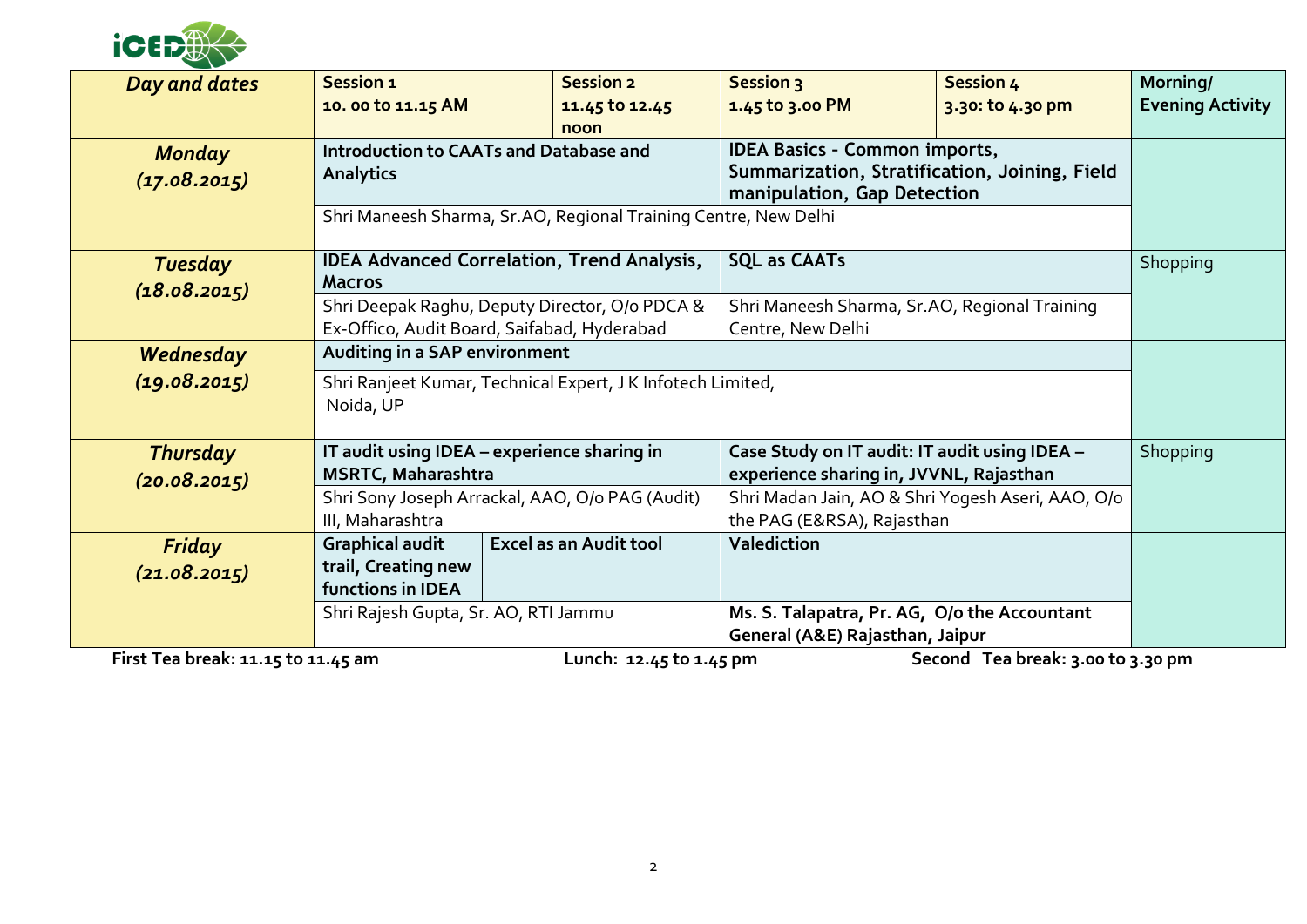| *Day and dates* | Session 1 10. 00 to 11.15 AM | Session 2 11.45 to 12.45 noon | Session 3 1.45 to 3.00 PM | Session 4 3.30: to 4.30 pm | Morning/ Evening Activity |
|---|---|---|---|---|---|
| ***Monday (17.08.2015)*** | **Introduction to CAATs and Database and Analytics** | | **IDEA Basics - Common imports, Summarization, Stratification, Joining, Field manipulation, Gap Detection** | | |
| | Shri Maneesh Sharma, Sr.AO, Regional Training Centre, New Delhi | | | | |
| ***Tuesday (18.08.2015)*** | **IDEA Advanced Correlation, Trend Analysis, Macros** | | **SQL as CAATs** | | Shopping |
| | Shri Deepak Raghu, Deputy Director, O/o PDCA & Ex-Offico, Audit Board, Saifabad, Hyderabad | | Shri Maneesh Sharma, Sr.AO, Regional Training Centre, New Delhi | | |
| ***Wednesday (19.08.2015)*** | **Auditing in a SAP environment** | | | | |
| | Shri Ranjeet Kumar, Technical Expert, J K Infotech Limited, Noida, UP | | | | |
| ***Thursday (20.08.2015)*** | **IT audit using IDEA – experience sharing in MSRTC, Maharashtra** | | **Case Study on IT audit: IT audit using IDEA – experience sharing in, JVVNL, Rajasthan** | | Shopping |
| | Shri Sony Joseph Arrackal, AAO, O/o PAG (Audit) III, Maharashtra | | Shri Madan Jain, AO & Shri Yogesh Aseri, AAO, O/o the PAG (E&RSA), Rajasthan | | |
| ***Friday (21.08.2015)*** | **Graphical audit trail, Creating new functions in IDEA** | **Excel as an Audit tool** | **Valediction** | | |
| | Shri Rajesh Gupta, Sr. AO, RTI Jammu | | **Ms. S. Talapatra, Pr. AG, O/o the Accountant General (A&E) Rajasthan, Jaipur** | | |

**First Tea break: 11.15 to 11.45 am** **Lunch: 12.45 to 1.45 pm** **Second Tea break: 3.00 to 3.30 pm**